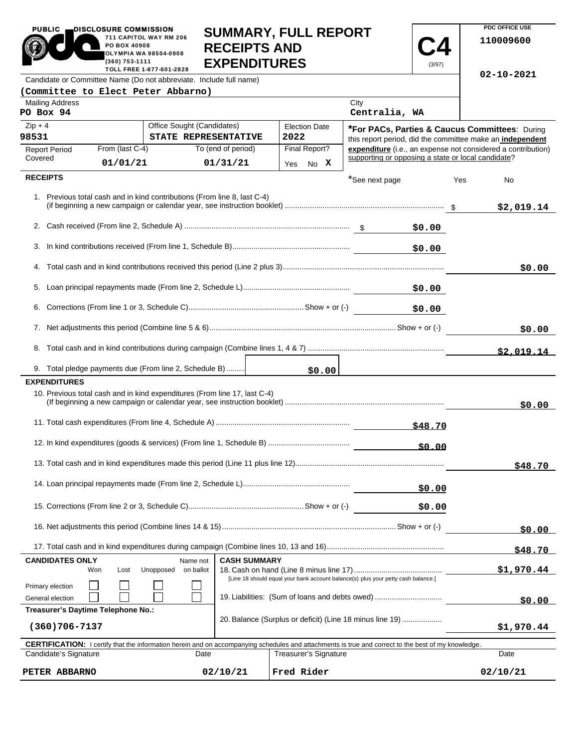PUBLIC DISCLOSURE COMMISSION
711 CAPITOL WAY RM 206
PO BOX 40908
OLYMPIA WA 98504-0908
(360) 753-1111
TOLL FREE 1-877-601-2828

# SUMMARY, FULL REPORT RECEIPTS AND EXPENDITURES

**C4** (3/97)

PDC OFFICE USE
110009600

02-10-2021

Candidate or Committee Name (Do not abbreviate. Include full name)
**(Committee to Elect Peter Abbarno)**

| Mailing Address | City |
|---|---|
| PO Box 94 | Centralia, WA |

| Zip + 4 | Office Sought (Candidates) | Election Date |
|---|---|---|
| 98531 | STATE REPRESENTATIVE | 2022 |

| Report Period Covered | From (last C-4) | To (end of period) | Final Report? |
|---|---|---|---|
| | 01/01/21 | 01/31/21 | Yes No **X** |

***For PACs, Parties & Caucus Committees**: During this report period, did the committee make an **independent expenditure** (i.e., an expense not considered a contribution) supporting or opposing a state or local candidate?

*See next page Yes No

## RECEIPTS

| Line | Description | Amount | Total |
|---|---|---|---|
| 1. | Previous total cash and in kind contributions (From line 8, last C-4) (if beginning a new campaign or calendar year, see instruction booklet) | | $2,019.14 |
| 2. | Cash received (From line 2, Schedule A) | $0.00 | |
| 3. | In kind contributions received (From line 1, Schedule B) | $0.00 | |
| 4. | Total cash and in kind contributions received this period (Line 2 plus 3) | | $0.00 |
| 5. | Loan principal repayments made (From line 2, Schedule L) | $0.00 | |
| 6. | Corrections (From line 1 or 3, Schedule C) Show + or (-) | $0.00 | |
| 7. | Net adjustments this period (Combine line 5 & 6) Show + or (-) | | $0.00 |
| 8. | Total cash and in kind contributions during campaign (Combine lines 1, 4 & 7) | | $2,019.14 |
| 9. | Total pledge payments due (From line 2, Schedule B) | $0.00 | |

## EXPENDITURES

| Line | Description | Amount | Total |
|---|---|---|---|
| 10. | Previous total cash and in kind expenditures (From line 17, last C-4) (If beginning a new campaign or calendar year, see instruction booklet) | | $0.00 |
| 11. | Total cash expenditures (From line 4, Schedule A) | $48.70 | |
| 12. | In kind expenditures (goods & services) (From line 1, Schedule B) | $0.00 | |
| 13. | Total cash and in kind expenditures made this period (Line 11 plus line 12) | | $48.70 |
| 14. | Loan principal repayments made (From line 2, Schedule L) | $0.00 | |
| 15. | Corrections (From line 2 or 3, Schedule C) Show + or (-) | $0.00 | |
| 16. | Net adjustments this period (Combine lines 14 & 15) Show + or (-) | | $0.00 |
| 17. | Total cash and in kind expenditures during campaign (Combine lines 10, 13 and 16) | | $48.70 |

**CANDIDATES ONLY**

| | Won | Lost | Unopposed | Name not on ballot |
|---|---|---|---|---|
| Primary election | ☐ | ☐ | ☐ | ☐ |
| General election | ☐ | ☐ | ☐ | ☐ |

**Treasurer's Daytime Telephone No.:**
(360)706-7137

**CASH SUMMARY**

| Line | Description | Amount |
|---|---|---|
| 18. | Cash on hand (Line 8 minus line 17) [Line 18 should equal your bank account balance(s) plus your petty cash balance.] | $1,970.44 |
| 19. | Liabilities: (Sum of loans and debts owed) | $0.00 |
| 20. | Balance (Surplus or deficit) (Line 18 minus line 19) | $1,970.44 |

**CERTIFICATION:** I certify that the information herein and on accompanying schedules and attachments is true and correct to the best of my knowledge.

| Candidate's Signature | Date | Treasurer's Signature | Date |
|---|---|---|---|
| PETER ABBARNO | 02/10/21 | Fred Rider | 02/10/21 |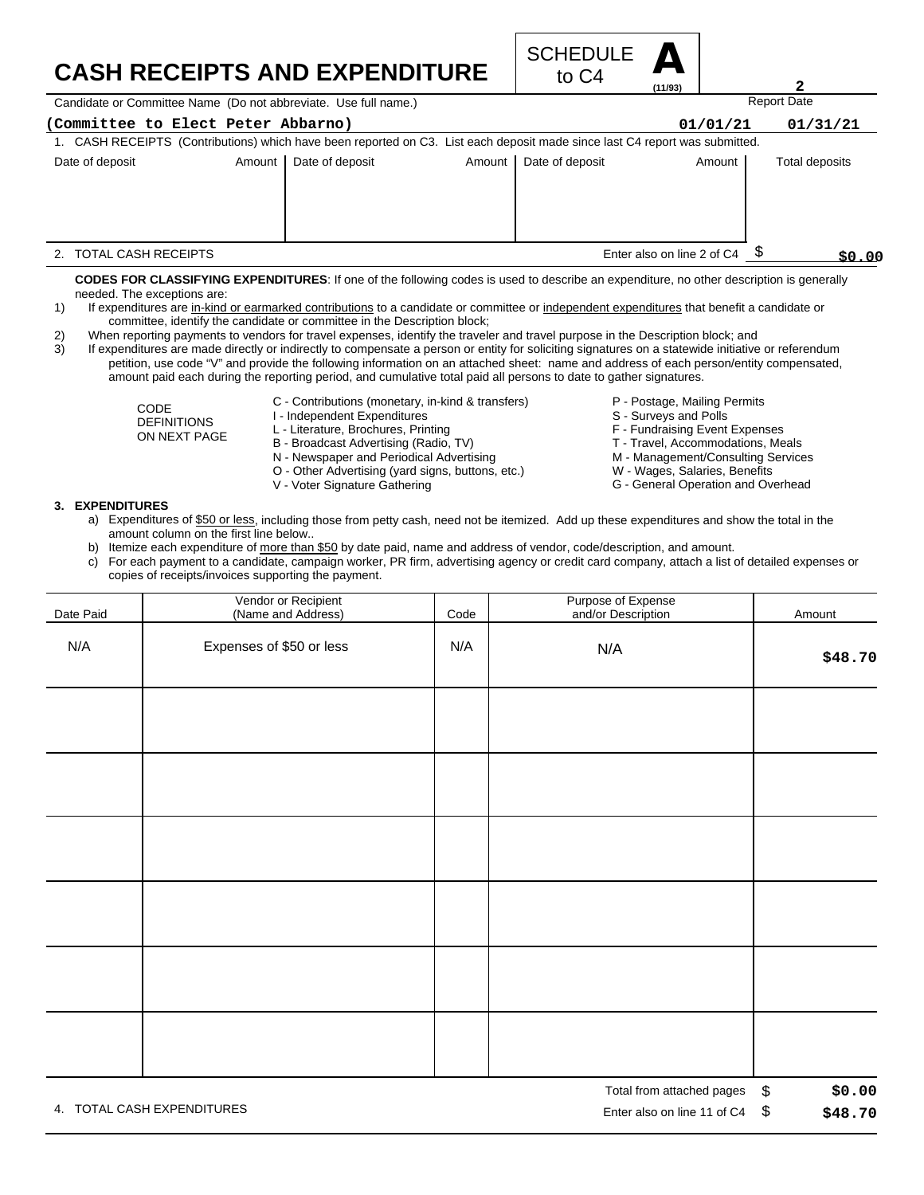# CASH RECEIPTS AND EXPENDITURE

SCHEDULE **A** to C4 (11/93)

Candidate or Committee Name (Do not abbreviate. Use full name.)

**(Committee to Elect Peter Abbarno)**

Report Date: **01/01/21** **01/31/21**

1. CASH RECEIPTS (Contributions) which have been reported on C3. List each deposit made since last C4 report was submitted.

| Date of deposit | Amount | Date of deposit | Amount | Date of deposit | Amount | Total deposits |
|---|---|---|---|---|---|---|
| | | | | | | |

2. TOTAL CASH RECEIPTS — Enter also on line 2 of C4 $ **$0.00**

**CODES FOR CLASSIFYING EXPENDITURES**: If one of the following codes is used to describe an expenditure, no other description is generally needed. The exceptions are:

1) If expenditures are in-kind or earmarked contributions to a candidate or committee or independent expenditures that benefit a candidate or committee, identify the candidate or committee in the Description block;
2) When reporting payments to vendors for travel expenses, identify the traveler and travel purpose in the Description block; and
3) If expenditures are made directly or indirectly to compensate a person or entity for soliciting signatures on a statewide initiative or referendum petition, use code "V" and provide the following information on an attached sheet: name and address of each person/entity compensated, amount paid each during the reporting period, and cumulative total paid all persons to date to gather signatures.

CODE DEFINITIONS ON NEXT PAGE

- C - Contributions (monetary, in-kind & transfers)
- I - Independent Expenditures
- L - Literature, Brochures, Printing
- B - Broadcast Advertising (Radio, TV)
- N - Newspaper and Periodical Advertising
- O - Other Advertising (yard signs, buttons, etc.)
- V - Voter Signature Gathering
- P - Postage, Mailing Permits
- S - Surveys and Polls
- F - Fundraising Event Expenses
- T - Travel, Accommodations, Meals
- M - Management/Consulting Services
- W - Wages, Salaries, Benefits
- G - General Operation and Overhead

**3. EXPENDITURES**

a) Expenditures of $50 or less, including those from petty cash, need not be itemized. Add up these expenditures and show the total in the amount column on the first line below..
b) Itemize each expenditure of more than $50 by date paid, name and address of vendor, code/description, and amount.
c) For each payment to a candidate, campaign worker, PR firm, advertising agency or credit card company, attach a list of detailed expenses or copies of receipts/invoices supporting the payment.

| Date Paid | Vendor or Recipient (Name and Address) | Code | Purpose of Expense and/or Description | Amount |
|---|---|---|---|---|
| N/A | Expenses of $50 or less | N/A | N/A | **$48.70** |
| | | | | |
| | | | | |
| | | | | |
| | | | | |
| | | | | |
| | | | | |

Total from attached pages $ **$0.00**

4. TOTAL CASH EXPENDITURES — Enter also on line 11 of C4 $ **$48.70**